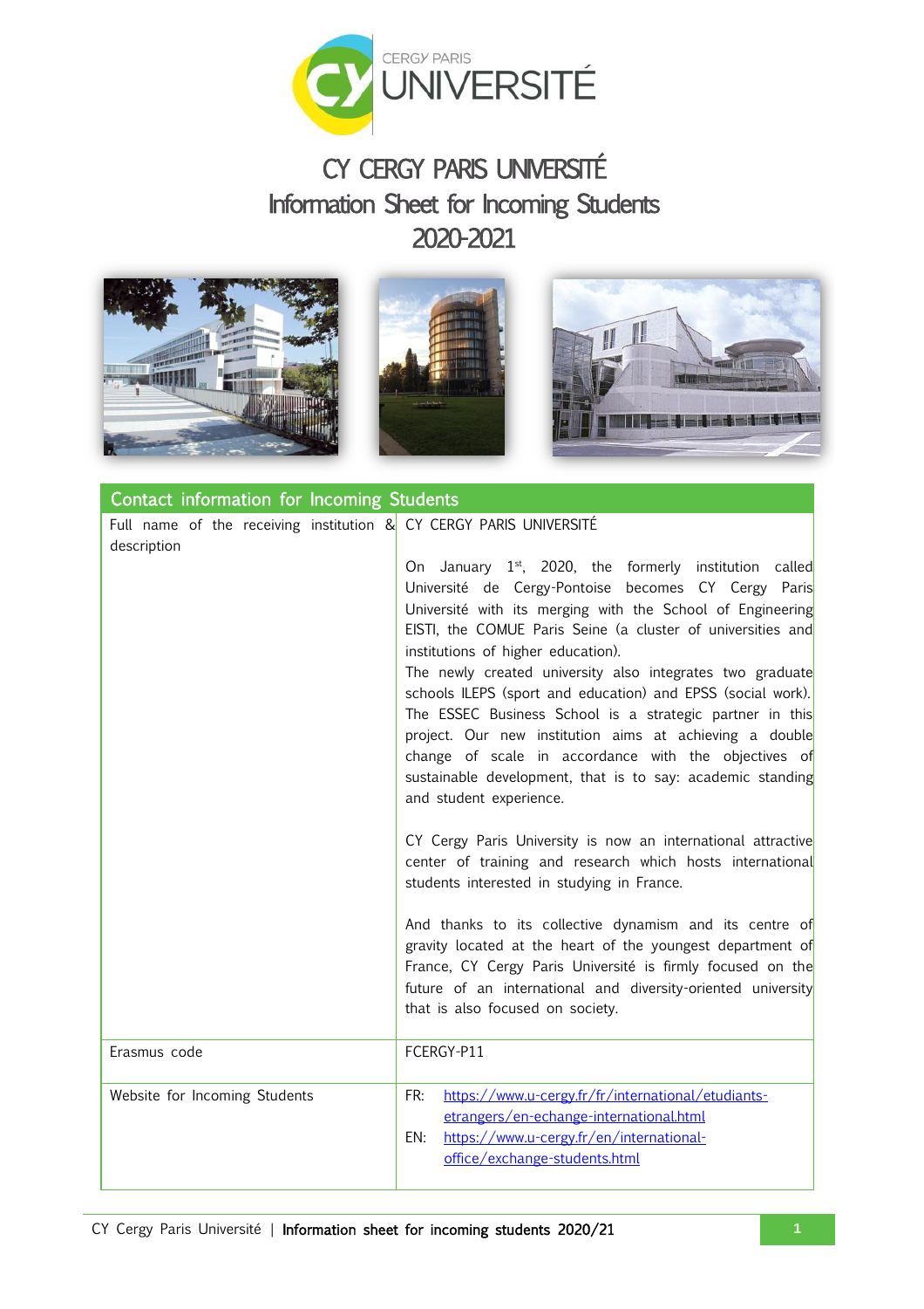# CY CERGY PARIS UNIVERSITÉ
## Information Sheet for Incoming Students
## 2020-2021

| Contact information for Incoming Students | |
|---|---|
| Full name of the receiving institution & description | CY CERGY PARIS UNIVERSITÉ<br><br>On January 1st, 2020, the formerly institution called Université de Cergy-Pontoise becomes CY Cergy Paris Université with its merging with the School of Engineering EISTI, the COMUE Paris Seine (a cluster of universities and institutions of higher education).<br>The newly created university also integrates two graduate schools ILEPS (sport and education) and EPSS (social work). The ESSEC Business School is a strategic partner in this project. Our new institution aims at achieving a double change of scale in accordance with the objectives of sustainable development, that is to say: academic standing and student experience.<br><br>CY Cergy Paris University is now an international attractive center of training and research which hosts international students interested in studying in France.<br><br>And thanks to its collective dynamism and its centre of gravity located at the heart of the youngest department of France, CY Cergy Paris Université is firmly focused on the future of an international and diversity-oriented university that is also focused on society. |
| Erasmus code | FCERGY-P11 |
| Website for Incoming Students | FR: https://www.u-cergy.fr/fr/international/etudiants-etrangers/en-echange-international.html<br>EN: https://www.u-cergy.fr/en/international-office/exchange-students.html |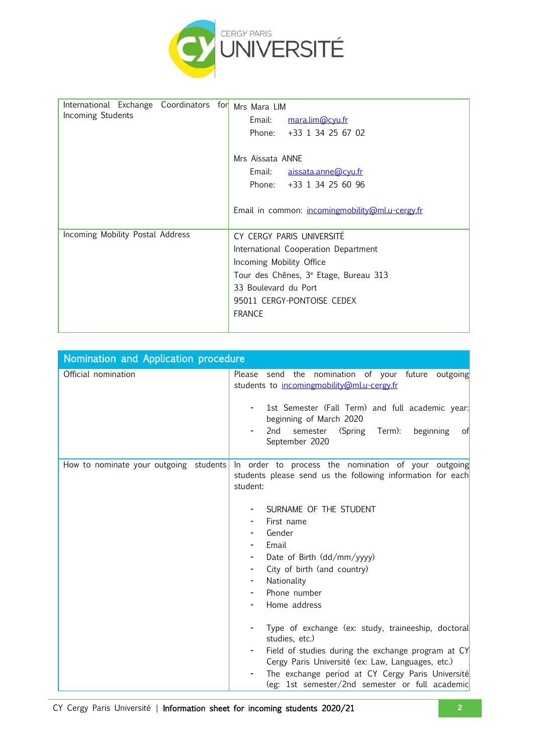| | |
|---|---|
| International Exchange Coordinators for Incoming Students | Mrs Mara LIM<br>Email: mara.lim@cyu.fr<br>Phone: +33 1 34 25 67 02<br><br>Mrs Aïssata ANNE<br>Email: aissata.anne@cyu.fr<br>Phone: +33 1 34 25 60 96<br><br>Email in common: incomingmobility@ml.u-cergy.fr |
| Incoming Mobility Postal Address | CY CERGY PARIS UNIVERSITÉ<br>International Cooperation Department<br>Incoming Mobility Office<br>Tour des Chênes, 3e Etage, Bureau 313<br>33 Boulevard du Port<br>95011 CERGY-PONTOISE CEDEX<br>FRANCE |

| Nomination and Application procedure | |
|---|---|
| Official nomination | Please send the nomination of your future outgoing students to incomingmobility@ml.u-cergy.fr<br><br>- 1st Semester (Fall Term) and full academic year: beginning of March 2020<br>- 2nd semester (Spring Term): beginning of September 2020 |
| How to nominate your outgoing students | In order to process the nomination of your outgoing students please send us the following information for each student:<br><br>- SURNAME OF THE STUDENT<br>- First name<br>- Gender<br>- Email<br>- Date of Birth (dd/mm/yyyy)<br>- City of birth (and country)<br>- Nationality<br>- Phone number<br>- Home address<br><br>- Type of exchange (ex: study, traineeship, doctoral studies, etc.)<br>- Field of studies during the exchange program at CY Cergy Paris Université (ex: Law, Languages, etc.)<br>- The exchange period at CY Cergy Paris Université (eg: 1st semester/2nd semester or full academic |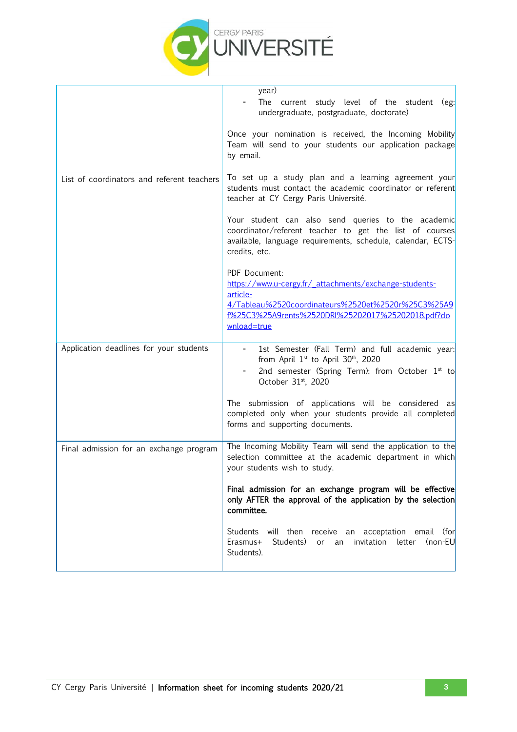| | |
|---|---|
| | year)<br>- The current study level of the student (eg: undergraduate, postgraduate, doctorate)<br><br>Once your nomination is received, the Incoming Mobility Team will send to your students our application package by email. |
| List of coordinators and referent teachers | To set up a study plan and a learning agreement your students must contact the academic coordinator or referent teacher at CY Cergy Paris Université.<br><br>Your student can also send queries to the academic coordinator/referent teacher to get the list of courses available, language requirements, schedule, calendar, ECTS-credits, etc.<br><br>PDF Document:<br>[https://www.u-cergy.fr/_attachments/exchange-students-article-4/Tableau%2520coordinateurs%2520et%2520r%25C3%25A9f%25C3%25A9rents%2520DRI%25202017%25202018.pdf?download=true](https://www.u-cergy.fr/_attachments/exchange-students-article-4/Tableau%2520coordinateurs%2520et%2520r%25C3%25A9f%25C3%25A9rents%2520DRI%25202017%25202018.pdf?download=true) |
| Application deadlines for your students | - 1st Semester (Fall Term) and full academic year: from April 1st to April 30th, 2020<br>- 2nd semester (Spring Term): from October 1st to October 31st, 2020<br><br>The submission of applications will be considered as completed only when your students provide all completed forms and supporting documents. |
| Final admission for an exchange program | The Incoming Mobility Team will send the application to the selection committee at the academic department in which your students wish to study.<br><br>**Final admission for an exchange program will be effective only AFTER the approval of the application by the selection committee.**<br><br>Students will then receive an acceptance email (for Erasmus+ Students) or an invitation letter (non-EU Students). |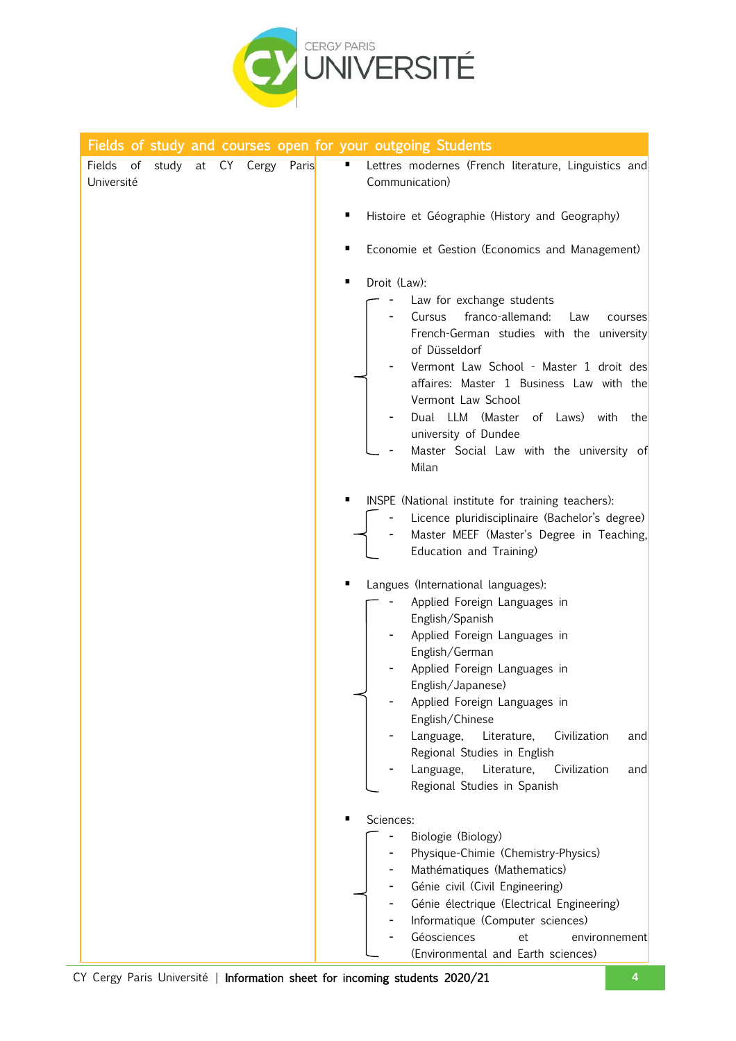| Fields of study and courses open for your outgoing Students | |
|---|---|
| Fields of study at CY Cergy Paris Université | ▪ Lettres modernes (French literature, Linguistics and Communication)<br><br>▪ Histoire et Géographie (History and Geography)<br><br>▪ Economie et Gestion (Economics and Management)<br><br>▪ Droit (Law):<br>- Law for exchange students<br>- Cursus franco-allemand: Law courses French-German studies with the university of Düsseldorf<br>- Vermont Law School - Master 1 droit des affaires: Master 1 Business Law with the Vermont Law School<br>- Dual LLM (Master of Laws) with the university of Dundee<br>- Master Social Law with the university of Milan<br><br>▪ INSPE (National institute for training teachers):<br>- Licence pluridisciplinaire (Bachelor's degree)<br>- Master MEEF (Master's Degree in Teaching, Education and Training)<br><br>▪ Langues (International languages):<br>- Applied Foreign Languages in English/Spanish<br>- Applied Foreign Languages in English/German<br>- Applied Foreign Languages in English/Japanese)<br>- Applied Foreign Languages in English/Chinese<br>- Language, Literature, Civilization and Regional Studies in English<br>- Language, Literature, Civilization and Regional Studies in Spanish<br><br>▪ Sciences:<br>- Biologie (Biology)<br>- Physique-Chimie (Chemistry-Physics)<br>- Mathématiques (Mathematics)<br>- Génie civil (Civil Engineering)<br>- Génie électrique (Electrical Engineering)<br>- Informatique (Computer sciences)<br>- Géosciences et environnement (Environmental and Earth sciences) |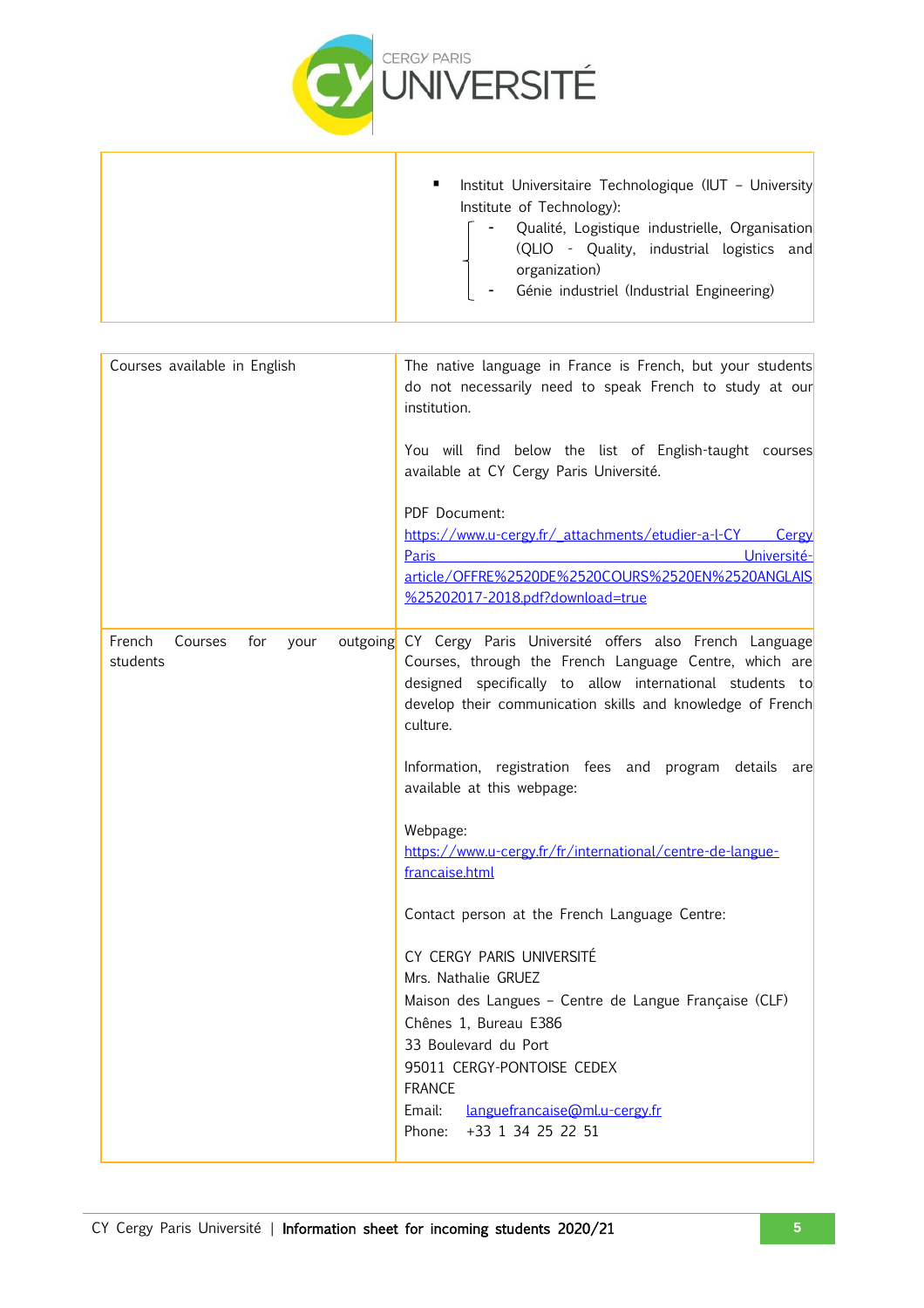| | |
|---|---|
| | ▪ Institut Universitaire Technologique (IUT – University Institute of Technology):<br>- Qualité, Logistique industrielle, Organisation (QLIO - Quality, industrial logistics and organization)<br>- Génie industriel (Industrial Engineering) |

| | |
|---|---|
| Courses available in English | The native language in France is French, but your students do not necessarily need to speak French to study at our institution.<br><br>You will find below the list of English-taught courses available at CY Cergy Paris Université.<br><br>PDF Document:<br>https://www.u-cergy.fr/_attachments/etudier-a-l-CY Cergy Paris Université-article/OFFRE%2520DE%2520COURS%2520EN%2520ANGLAIS%25202017-2018.pdf?download=true |
| French Courses for your outgoing students | CY Cergy Paris Université offers also French Language Courses, through the French Language Centre, which are designed specifically to allow international students to develop their communication skills and knowledge of French culture.<br><br>Information, registration fees and program details are available at this webpage:<br><br>Webpage:<br>https://www.u-cergy.fr/fr/international/centre-de-langue-francaise.html<br><br>Contact person at the French Language Centre:<br><br>CY CERGY PARIS UNIVERSITÉ<br>Mrs. Nathalie GRUEZ<br>Maison des Langues – Centre de Langue Française (CLF)<br>Chênes 1, Bureau E386<br>33 Boulevard du Port<br>95011 CERGY-PONTOISE CEDEX<br>FRANCE<br>Email: languefrancaise@ml.u-cergy.fr<br>Phone: +33 1 34 25 22 51 |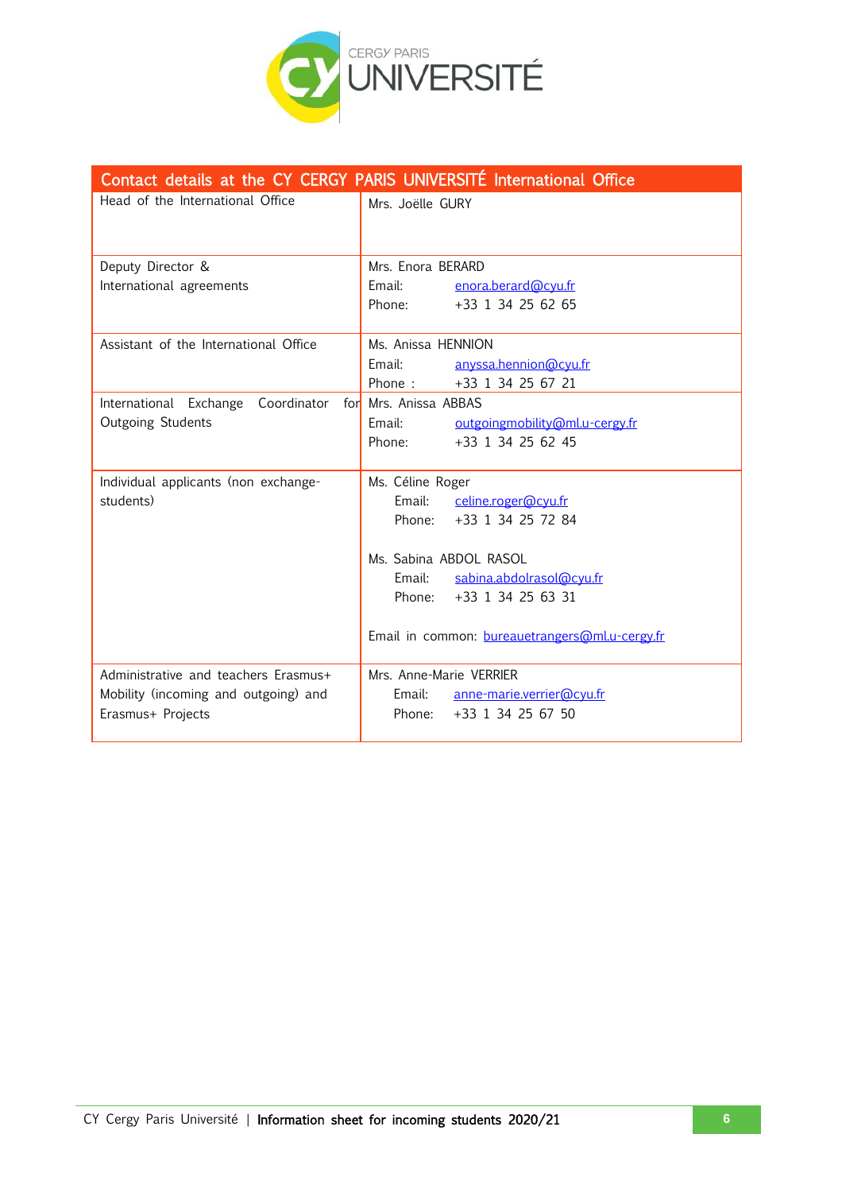| Contact details at the CY CERGY PARIS UNIVERSITÉ International Office | |
|---|---|
| Head of the International Office | Mrs. Joëlle GURY |
| Deputy Director & International agreements | Mrs. Enora BERARD<br>Email: enora.berard@cyu.fr<br>Phone: +33 1 34 25 62 65 |
| Assistant of the International Office | Ms. Anissa HENNION<br>Email: anyssa.hennion@cyu.fr<br>Phone : +33 1 34 25 67 21 |
| International Exchange Coordinator for Outgoing Students | Mrs. Anissa ABBAS<br>Email: outgoingmobility@ml.u-cergy.fr<br>Phone: +33 1 34 25 62 45 |
| Individual applicants (non exchange-students) | Ms. Céline Roger<br>Email: celine.roger@cyu.fr<br>Phone: +33 1 34 25 72 84<br><br>Ms. Sabina ABDOL RASOL<br>Email: sabina.abdolrasol@cyu.fr<br>Phone: +33 1 34 25 63 31<br><br>Email in common: bureauetrangers@ml.u-cergy.fr |
| Administrative and teachers Erasmus+ Mobility (incoming and outgoing) and Erasmus+ Projects | Mrs. Anne-Marie VERRIER<br>Email: anne-marie.verrier@cyu.fr<br>Phone: +33 1 34 25 67 50 |